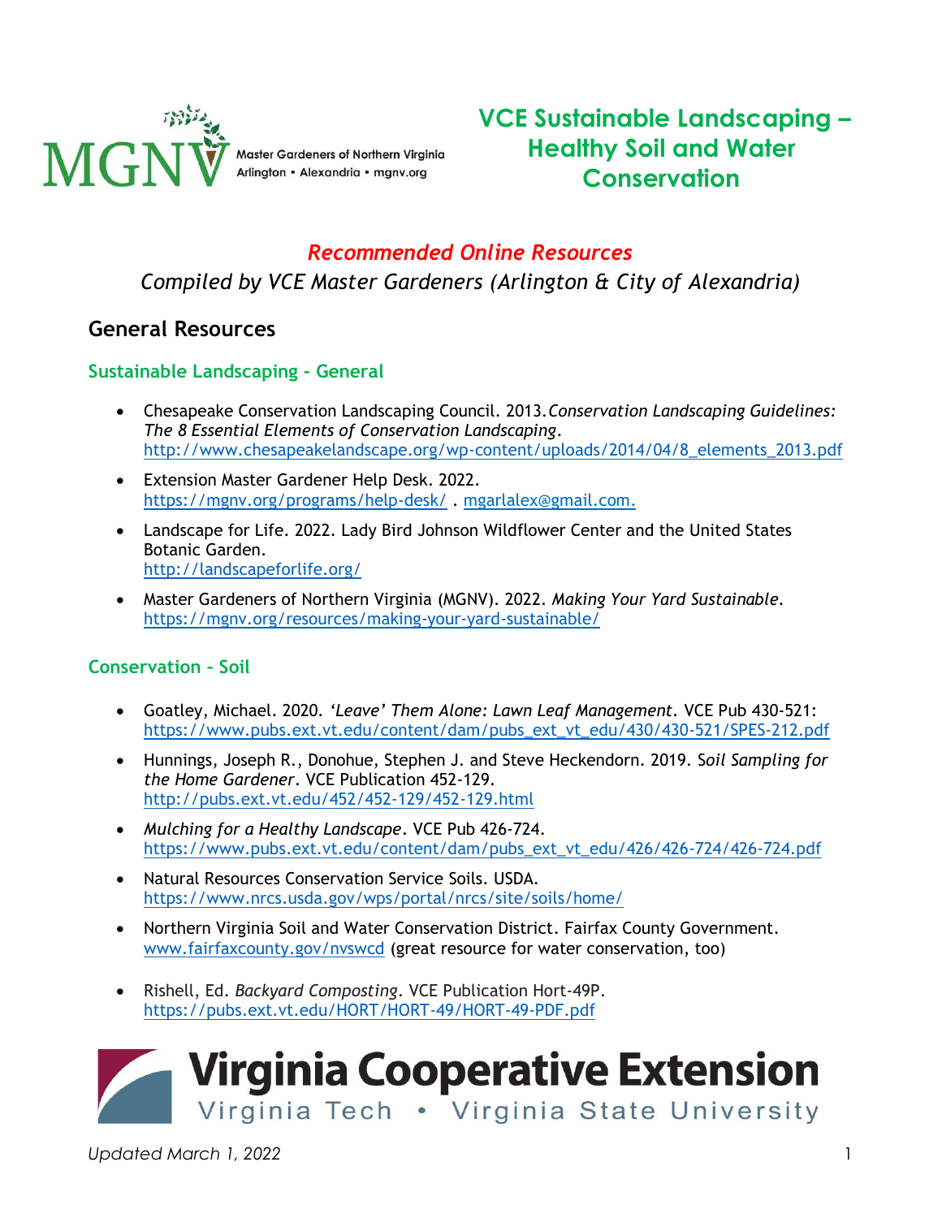Master Gardeners of Northern Virginia
Arlington • Alexandria • mgnv.org

# VCE Sustainable Landscaping – Healthy Soil and Water Conservation

*Recommended Online Resources*

*Compiled by VCE Master Gardeners (Arlington & City of Alexandria)*

## General Resources

### Sustainable Landscaping - General

- Chesapeake Conservation Landscaping Council. 2013.*Conservation Landscaping Guidelines: The 8 Essential Elements of Conservation Landscaping*. http://www.chesapeakelandscape.org/wp-content/uploads/2014/04/8_elements_2013.pdf
- Extension Master Gardener Help Desk. 2022. https://mgnv.org/programs/help-desk/ . mgarlalex@gmail.com.
- Landscape for Life. 2022. Lady Bird Johnson Wildflower Center and the United States Botanic Garden. http://landscapeforlife.org/
- Master Gardeners of Northern Virginia (MGNV). 2022. *Making Your Yard Sustainable*. https://mgnv.org/resources/making-your-yard-sustainable/

### Conservation – Soil

- Goatley, Michael. 2020. *'Leave' Them Alone: Lawn Leaf Management*. VCE Pub 430-521: https://www.pubs.ext.vt.edu/content/dam/pubs_ext_vt_edu/430/430-521/SPES-212.pdf
- Hunnings, Joseph R., Donohue, Stephen J. and Steve Heckendorn. 2019. S*oil Sampling for the Home Gardener*. VCE Publication 452-129. http://pubs.ext.vt.edu/452/452-129/452-129.html
- *Mulching for a Healthy Landscape*. VCE Pub 426-724. https://www.pubs.ext.vt.edu/content/dam/pubs_ext_vt_edu/426/426-724/426-724.pdf
- Natural Resources Conservation Service Soils. USDA. https://www.nrcs.usda.gov/wps/portal/nrcs/site/soils/home/
- Northern Virginia Soil and Water Conservation District. Fairfax County Government. www.fairfaxcounty.gov/nvswcd (great resource for water conservation, too)
- Rishell, Ed. *Backyard Composting*. VCE Publication Hort-49P. https://pubs.ext.vt.edu/HORT/HORT-49/HORT-49-PDF.pdf

Virginia Cooperative Extension
Virginia Tech • Virginia State University

*Updated March 1, 2022*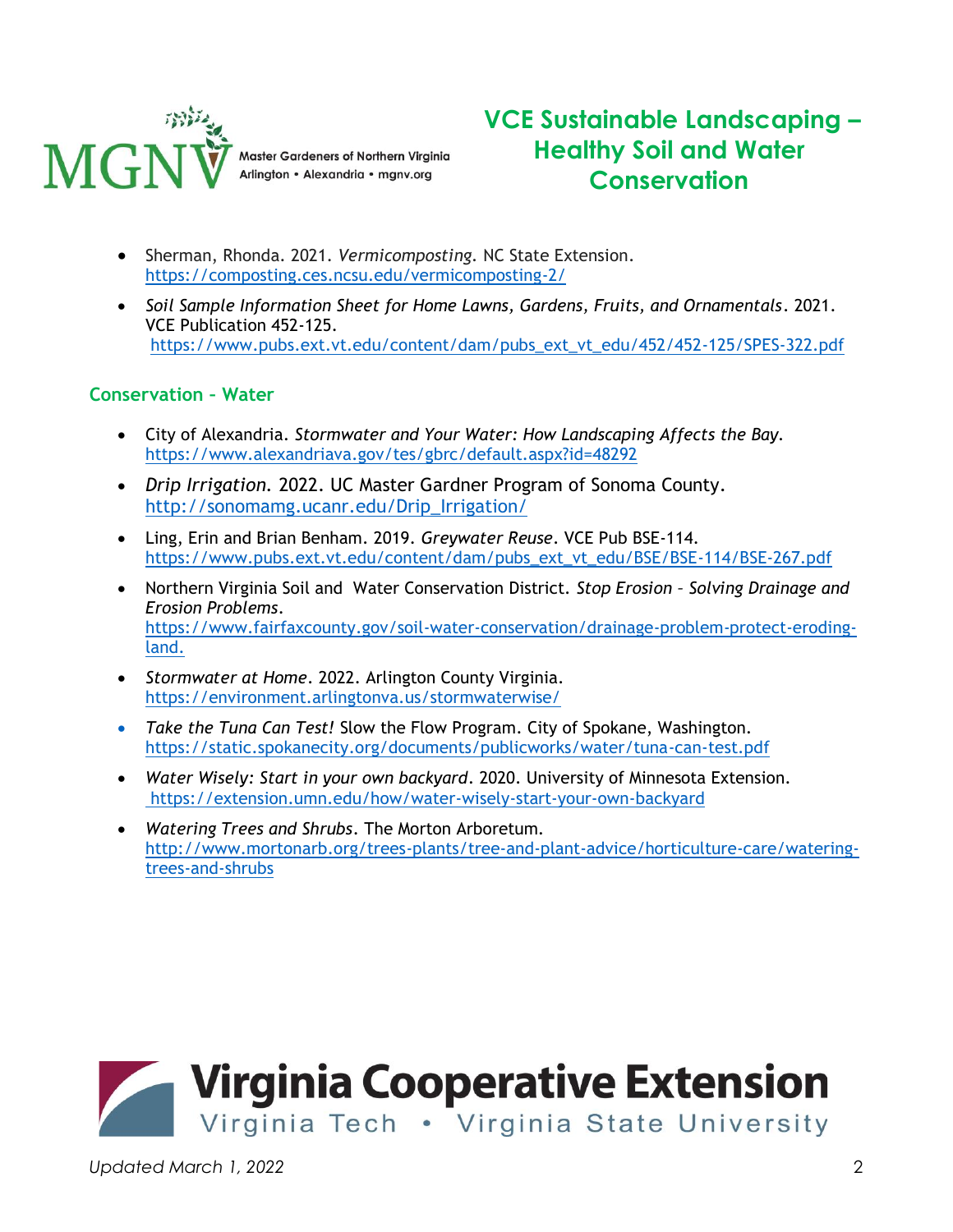- Sherman, Rhonda. 2021. *Vermicomposting.* NC State Extension. https://composting.ces.ncsu.edu/vermicomposting-2/
- *Soil Sample Information Sheet for Home Lawns, Gardens, Fruits, and Ornamentals*. 2021. VCE Publication 452-125. https://www.pubs.ext.vt.edu/content/dam/pubs_ext_vt_edu/452/452-125/SPES-322.pdf

## Conservation – Water

- City of Alexandria. *Stormwater and Your Water: How Landscaping Affects the Bay.* https://www.alexandriava.gov/tes/gbrc/default.aspx?id=48292
- *Drip Irrigation.* 2022. UC Master Gardner Program of Sonoma County. http://sonomamg.ucanr.edu/Drip_Irrigation/
- Ling, Erin and Brian Benham. 2019. *Greywater Reuse*. VCE Pub BSE-114. https://www.pubs.ext.vt.edu/content/dam/pubs_ext_vt_edu/BSE/BSE-114/BSE-267.pdf
- Northern Virginia Soil and Water Conservation District. *Stop Erosion – Solving Drainage and Erosion Problems*. https://www.fairfaxcounty.gov/soil-water-conservation/drainage-problem-protect-eroding-land.
- *Stormwater at Home*. 2022. Arlington County Virginia. https://environment.arlingtonva.us/stormwaterwise/
- *Take the Tuna Can Test!* Slow the Flow Program. City of Spokane, Washington. https://static.spokanecity.org/documents/publicworks/water/tuna-can-test.pdf
- *Water Wisely: Start in your own backyard*. 2020. University of Minnesota Extension. https://extension.umn.edu/how/water-wisely-start-your-own-backyard
- *Watering Trees and Shrubs*. The Morton Arboretum. http://www.mortonarb.org/trees-plants/tree-and-plant-advice/horticulture-care/watering-trees-and-shrubs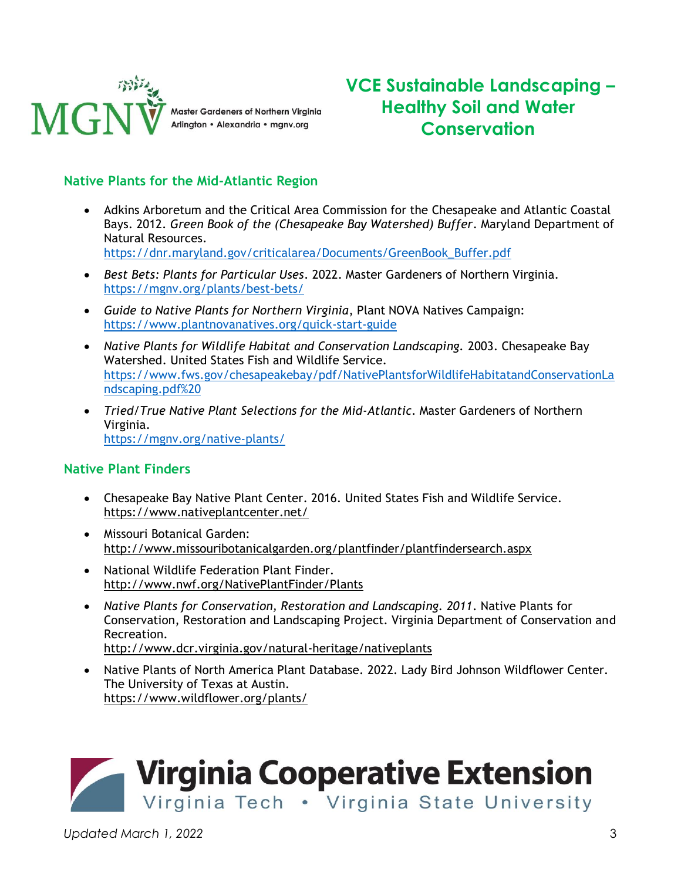## Native Plants for the Mid-Atlantic Region

- Adkins Arboretum and the Critical Area Commission for the Chesapeake and Atlantic Coastal Bays. 2012. *Green Book of the (Chesapeake Bay Watershed) Buffer*. Maryland Department of Natural Resources.
  https://dnr.maryland.gov/criticalarea/Documents/GreenBook_Buffer.pdf
- *Best Bets: Plants for Particular Uses*. 2022. Master Gardeners of Northern Virginia.
  https://mgnv.org/plants/best-bets/
- *Guide to Native Plants for Northern Virginia*, Plant NOVA Natives Campaign:
  https://www.plantnovanatives.org/quick-start-guide
- *Native Plants for Wildlife Habitat and Conservation Landscaping*. 2003. Chesapeake Bay Watershed. United States Fish and Wildlife Service.
  https://www.fws.gov/chesapeakebay/pdf/NativePlantsforWildlifeHabitatandConservationLandscaping.pdf%20
- *Tried/True Native Plant Selections for the Mid-Atlantic*. Master Gardeners of Northern Virginia.
  https://mgnv.org/native-plants/

## Native Plant Finders

- Chesapeake Bay Native Plant Center. 2016. United States Fish and Wildlife Service.
  https://www.nativeplantcenter.net/
- Missouri Botanical Garden:
  http://www.missouribotanicalgarden.org/plantfinder/plantfindersearch.aspx
- National Wildlife Federation Plant Finder.
  http://www.nwf.org/NativePlantFinder/Plants
- *Native Plants for Conservation, Restoration and Landscaping. 2011*. Native Plants for Conservation, Restoration and Landscaping Project. Virginia Department of Conservation and Recreation.
  http://www.dcr.virginia.gov/natural-heritage/nativeplants
- Native Plants of North America Plant Database. 2022. Lady Bird Johnson Wildflower Center. The University of Texas at Austin.
  https://www.wildflower.org/plants/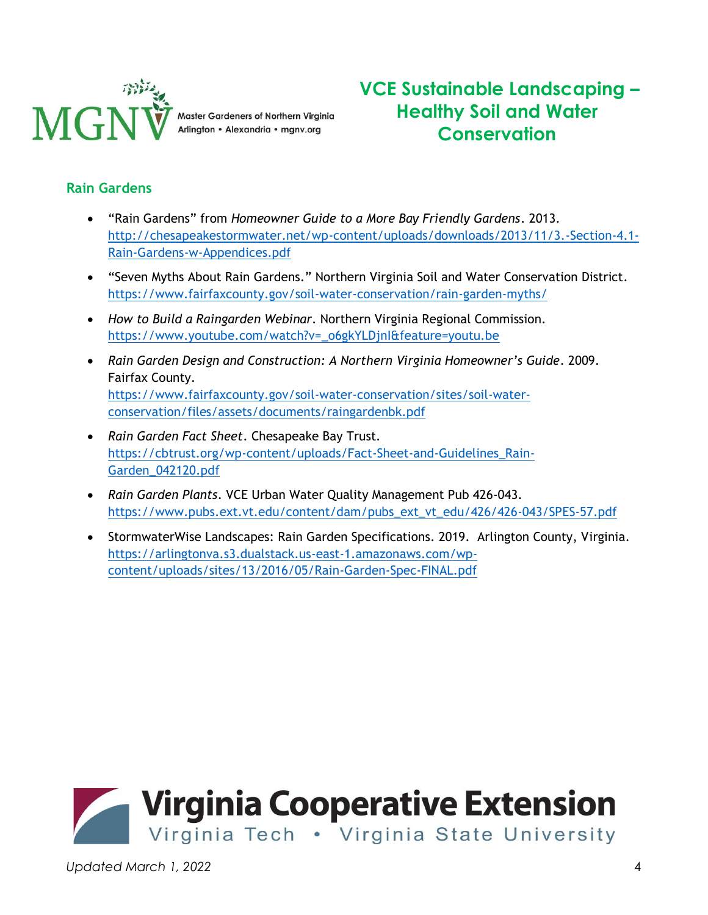## Rain Gardens

- "Rain Gardens" from *Homeowner Guide to a More Bay Friendly Gardens*. 2013. http://chesapeakestormwater.net/wp-content/uploads/downloads/2013/11/3.-Section-4.1-Rain-Gardens-w-Appendices.pdf
- "Seven Myths About Rain Gardens." Northern Virginia Soil and Water Conservation District. https://www.fairfaxcounty.gov/soil-water-conservation/rain-garden-myths/
- *How to Build a Raingarden Webinar*. Northern Virginia Regional Commission. https://www.youtube.com/watch?v=_o6gkYLDjnI&feature=youtu.be
- *Rain Garden Design and Construction: A Northern Virginia Homeowner's Guide*. 2009. Fairfax County. https://www.fairfaxcounty.gov/soil-water-conservation/sites/soil-water-conservation/files/assets/documents/raingardenbk.pdf
- *Rain Garden Fact Sheet*. Chesapeake Bay Trust. https://cbtrust.org/wp-content/uploads/Fact-Sheet-and-Guidelines_Rain-Garden_042120.pdf
- *Rain Garden Plants*. VCE Urban Water Quality Management Pub 426-043. https://www.pubs.ext.vt.edu/content/dam/pubs_ext_vt_edu/426/426-043/SPES-57.pdf
- StormwaterWise Landscapes: Rain Garden Specifications. 2019. Arlington County, Virginia. https://arlingtonva.s3.dualstack.us-east-1.amazonaws.com/wp-content/uploads/sites/13/2016/05/Rain-Garden-Spec-FINAL.pdf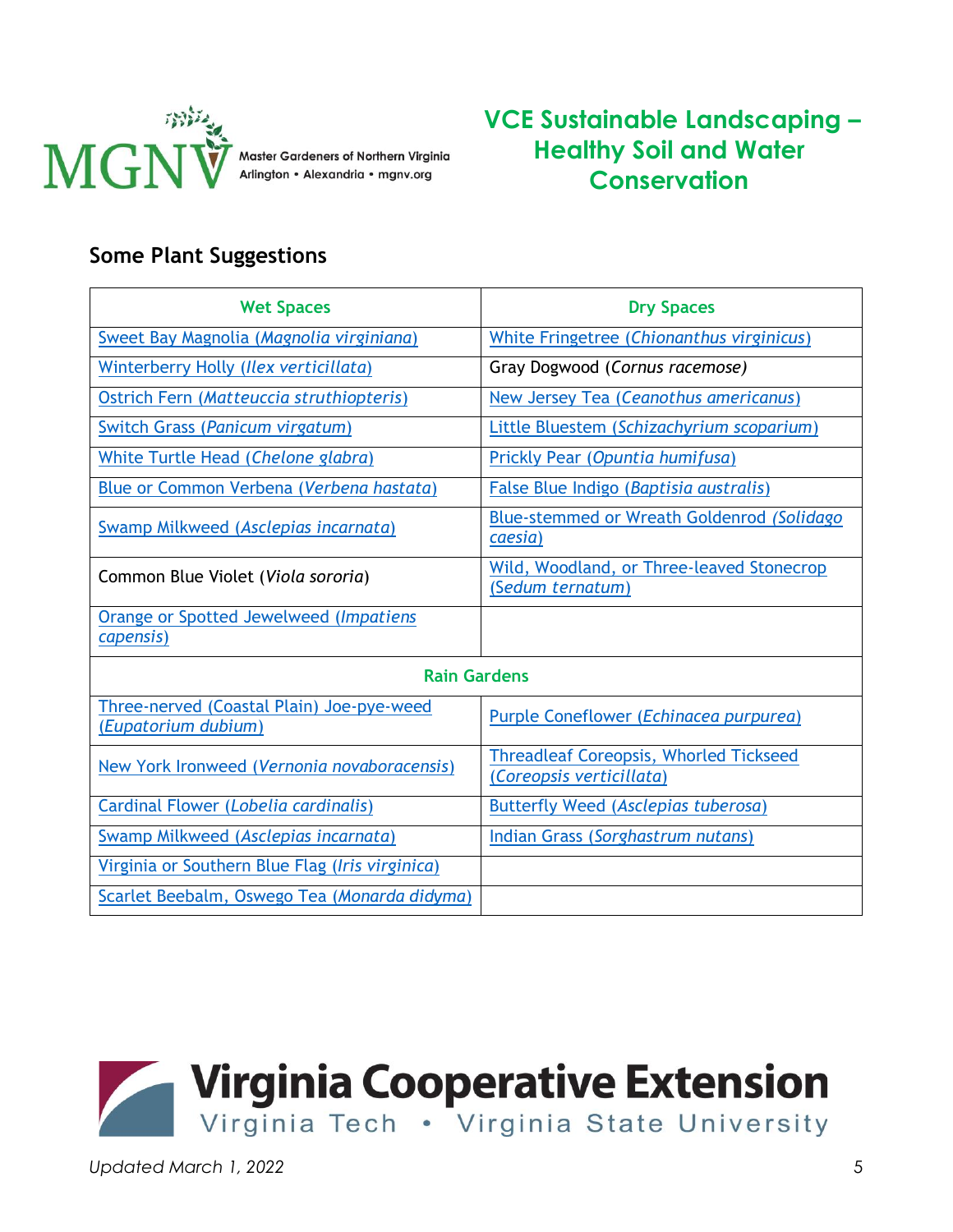## Some Plant Suggestions

| Wet Spaces | Dry Spaces |
|---|---|
| Sweet Bay Magnolia (*Magnolia virginiana*) | White Fringetree (*Chionanthus virginicus*) |
| Winterberry Holly (*Ilex verticillata*) | Gray Dogwood (*Cornus racemose*) |
| Ostrich Fern (*Matteuccia struthiopteris*) | New Jersey Tea (*Ceanothus americanus*) |
| Switch Grass (*Panicum virgatum*) | Little Bluestem (*Schizachyrium scoparium*) |
| White Turtle Head (*Chelone glabra*) | Prickly Pear (*Opuntia humifusa*) |
| Blue or Common Verbena (*Verbena hastata*) | False Blue Indigo (*Baptisia australis*) |
| Swamp Milkweed (*Asclepias incarnata*) | Blue-stemmed or Wreath Goldenrod (*Solidago caesia*) |
| Common Blue Violet (*Viola sororia*) | Wild, Woodland, or Three-leaved Stonecrop (*Sedum ternatum*) |
| Orange or Spotted Jewelweed (*Impatiens capensis*) | |
| **Rain Gardens** | |
| Three-nerved (Coastal Plain) Joe-pye-weed (*Eupatorium dubium*) | Purple Coneflower (*Echinacea purpurea*) |
| New York Ironweed (*Vernonia novaboracensis*) | Threadleaf Coreopsis, Whorled Tickseed (*Coreopsis verticillata*) |
| Cardinal Flower (*Lobelia cardinalis*) | Butterfly Weed (*Asclepias tuberosa*) |
| Swamp Milkweed (*Asclepias incarnata*) | Indian Grass (*Sorghastrum nutans*) |
| Virginia or Southern Blue Flag (*Iris virginica*) | |
| Scarlet Beebalm, Oswego Tea (*Monarda didyma*) | |

Updated March 1, 2022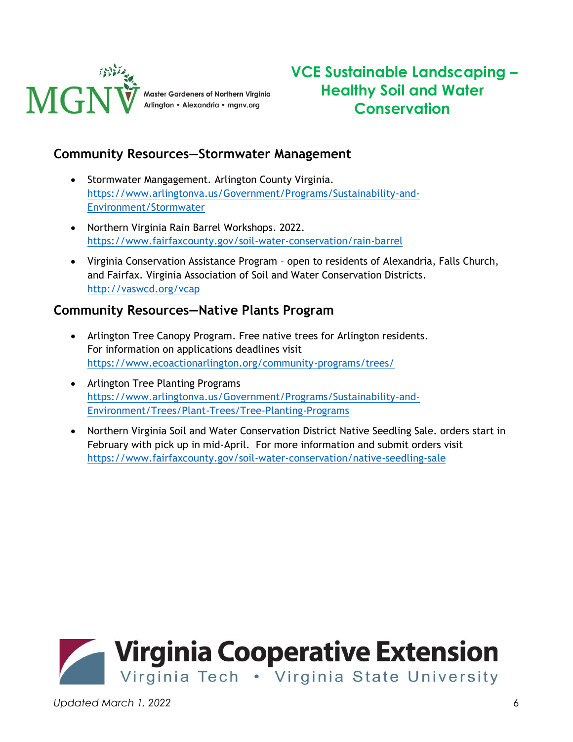## Community Resources—Stormwater Management

- Stormwater Mangagement. Arlington County Virginia. https://www.arlingtonva.us/Government/Programs/Sustainability-and-Environment/Stormwater
- Northern Virginia Rain Barrel Workshops. 2022. https://www.fairfaxcounty.gov/soil-water-conservation/rain-barrel
- Virginia Conservation Assistance Program – open to residents of Alexandria, Falls Church, and Fairfax. Virginia Association of Soil and Water Conservation Districts. http://vaswcd.org/vcap

## Community Resources—Native Plants Program

- Arlington Tree Canopy Program. Free native trees for Arlington residents. For information on applications deadlines visit https://www.ecoactionarlington.org/community-programs/trees/
- Arlington Tree Planting Programs https://www.arlingtonva.us/Government/Programs/Sustainability-and-Environment/Trees/Plant-Trees/Tree-Planting-Programs
- Northern Virginia Soil and Water Conservation District Native Seedling Sale. orders start in February with pick up in mid-April. For more information and submit orders visit https://www.fairfaxcounty.gov/soil-water-conservation/native-seedling-sale